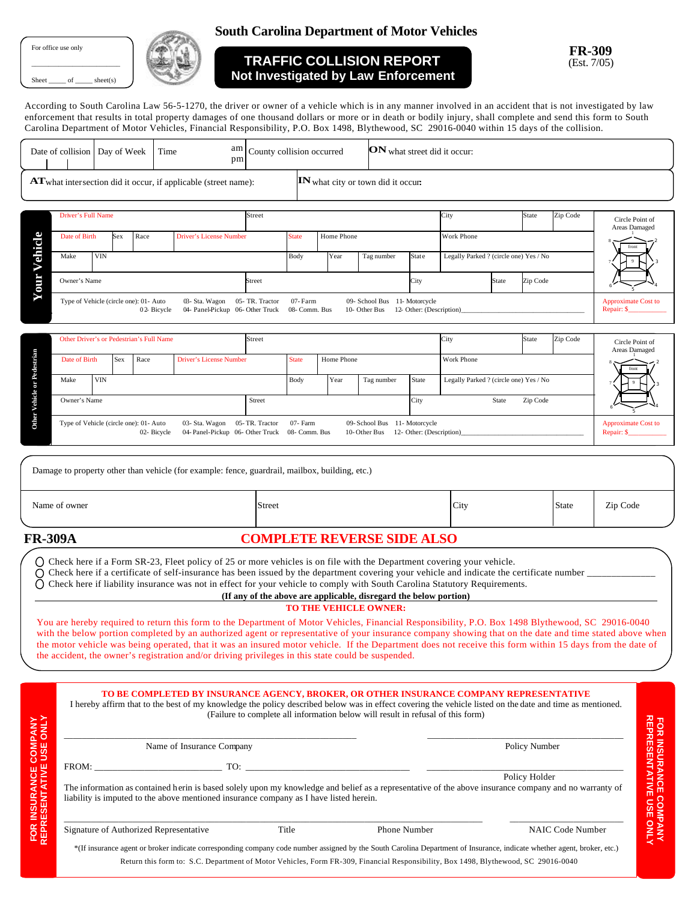For office use only

______________________

Sheet _____ of _____ sheet(s)

# South Carolina Department of Motor Vehicles

## TRAFFIC COLLISION REPORT
## Not Investigated by Law Enforcement

**FR-309**
(Est. 7/05)

According to South Carolina Law 56-5-1270, the driver or owner of a vehicle which is in any manner involved in an accident that is not investigated by law enforcement that results in total property damages of one thousand dollars or more or in death or bodily injury, shall complete and send this form to South Carolina Department of Motor Vehicles, Financial Responsibility, P.O. Box 1498, Blythewood, SC 29016-0040 within 15 days of the collision.

| Date of collision | Day of Week | Time am pm | County collision occurred | **ON** what street did it occur: |
|---|---|---|---|---|

| **AT** what intersection did it occur, if applicable (street name): | **IN** what city or town did it occur: |
|---|---|

### Your Vehicle

| Driver's Full Name | | | | Street | | | | City | State | Zip Code | Circle Point of Areas Damaged |
|---|---|---|---|---|---|---|---|---|---|---|---|
| Date of Birth | Sex | Race | Driver's License Number | State | Home Phone | | | Work Phone | | | |
| Make | VIN | | | Body | Year | Tag number | State | Legally Parked ? (circle one) Yes / No | | | |
| Owner's Name | | | | Street | | | | City | State | Zip Code | |
| Type of Vehicle (circle one): 01- Auto 02- Bicycle 03- Sta. Wagon 04- Panel-Pickup 05- TR. Tractor 06- Other Truck 07- Farm 08- Comm. Bus 09- School Bus 10- Other Bus 11- Motorcycle 12- Other: (Description)_______________ | | | | | | | | | | | Approximate Cost to Repair: $__________ |

### Other Vehicle or Pedestrian

| Other Driver's or Pedestrian's Full Name | | | | Street | | | | City | State | Zip Code | Circle Point of Areas Damaged |
|---|---|---|---|---|---|---|---|---|---|---|---|
| Date of Birth | Sex | Race | Driver's License Number | State | Home Phone | | | Work Phone | | | |
| Make | VIN | | | Body | Year | Tag number | State | Legally Parked ? (circle one) Yes / No | | | |
| Owner's Name | | | | Street | | | | City | State | Zip Code | |
| Type of Vehicle (circle one): 01- Auto 02- Bicycle 03- Sta. Wagon 04- Panel-Pickup 05- TR. Tractor 06- Other Truck 07- Farm 08- Comm. Bus 09- School Bus 10- Other Bus 11- Motorcycle 12- Other: (Description)_______________ | | | | | | | | | | | Approximate Cost to Repair: $__________ |

Damage to property other than vehicle (for example: fence, guardrail, mailbox, building, etc.)

| Name of owner | Street | City | State | Zip Code |
|---|---|---|---|---|

## FR-309A

## COMPLETE REVERSE SIDE ALSO

- ○ Check here if a Form SR-23, Fleet policy of 25 or more vehicles is on file with the Department covering your vehicle.
- ○ Check here if a certificate of self-insurance has been issued by the department covering your vehicle and indicate the certificate number ______________
- ○ Check here if liability insurance was not in effect for your vehicle to comply with South Carolina Statutory Requirements.

**(If any of the above are applicable, disregard the below portion)**

**TO THE VEHICLE OWNER:**

You are hereby required to return this form to the Department of Motor Vehicles, Financial Responsibility, P.O. Box 1498 Blythewood, SC 29016-0040 with the below portion completed by an authorized agent or representative of your insurance company showing that on the date and time stated above when the motor vehicle was being operated, that it was an insured motor vehicle. If the Department does not receive this form within 15 days from the date of the accident, the owner's registration and/or driving privileges in this state could be suspended.

**FOR INSURANCE COMPANY REPRESENTATIVE USE ONLY**

**TO BE COMPLETED BY INSURANCE AGENCY, BROKER, OR OTHER INSURANCE COMPANY REPRESENTATIVE**

I hereby affirm that to the best of my knowledge the policy described below was in effect covering the vehicle listed on the date and time as mentioned. (Failure to complete all information below will result in refusal of this form)

______________________________ Name of Insurance Company

______________________________ Policy Number

FROM: ________________ TO: ________________

______________________________ Policy Holder

The information as contained herin is based solely upon my knowledge and belief as a representative of the above insurance company and no warranty of liability is imputed to the above mentioned insurance company as I have listed herein.

______________________________
Signature of Authorized Representative | Title | Phone Number | NAIC Code Number

*(If insurance agent or broker indicate corresponding company code number assigned by the South Carolina Department of Insurance, indicate whether agent, broker, etc.)

Return this form to: S.C. Department of Motor Vehicles, Form FR-309, Financial Responsibility, Box 1498, Blythewood, SC 29016-0040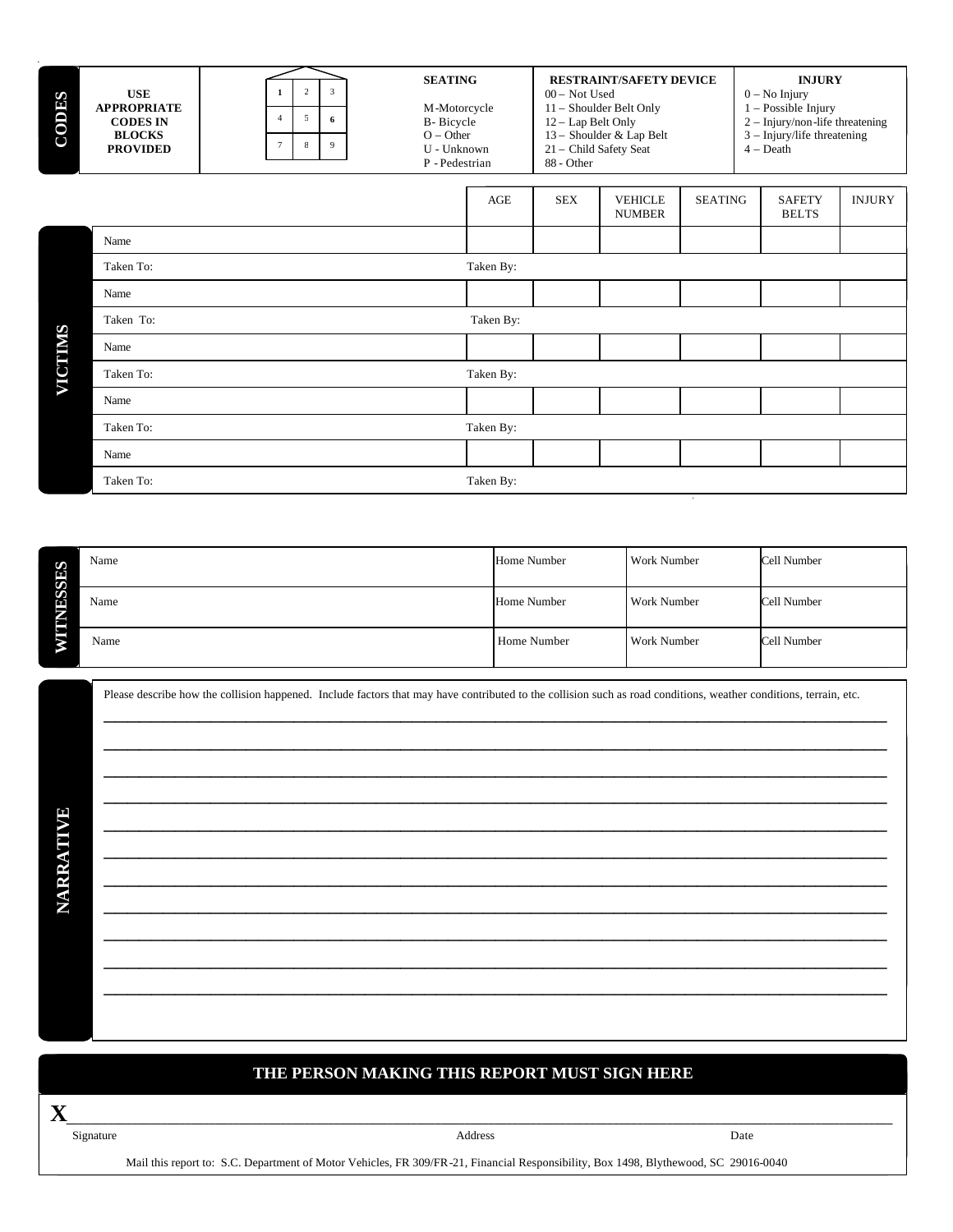## CODES

**USE APPROPRIATE CODES IN BLOCKS PROVIDED**

| | | |
|---|---|---|
| 1 | 2 | 3 |
| 4 | 5 | 6 |
| 7 | 8 | 9 |

**SEATING**

M-Motorcycle
B- Bicycle
O – Other
U - Unknown
P - Pedestrian

**RESTRAINT/SAFETY DEVICE**

00 – Not Used
11 – Shoulder Belt Only
12 – Lap Belt Only
13 – Shoulder & Lap Belt
21 – Child Safety Seat
88 - Other

**INJURY**

0 – No Injury
1 – Possible Injury
2 – Injury/non-life threatening
3 – Injury/life threatening
4 – Death

## VICTIMS

| | | AGE | SEX | VEHICLE NUMBER | SEATING | SAFETY BELTS | INJURY |
|---|---|---|---|---|---|---|---|
| Name | | | | | | | |
| Taken To: | Taken By: | | | | | | |
| Name | | | | | | | |
| Taken To: | Taken By: | | | | | | |
| Name | | | | | | | |
| Taken To: | Taken By: | | | | | | |
| Name | | | | | | | |
| Taken To: | Taken By: | | | | | | |
| Name | | | | | | | |
| Taken To: | Taken By: | | | | | | |

## WITNESSES

| | | | |
|---|---|---|---|
| Name | Home Number | Work Number | Cell Number |
| Name | Home Number | Work Number | Cell Number |
| Name | Home Number | Work Number | Cell Number |

## NARRATIVE

Please describe how the collision happened. Include factors that may have contributed to the collision such as road conditions, weather conditions, terrain, etc.

\_\_\_\_\_\_\_\_\_\_\_\_\_\_\_\_\_\_\_\_\_\_\_\_\_\_\_\_\_\_\_\_\_\_\_\_\_\_\_\_\_\_\_\_\_\_\_\_\_\_\_\_\_\_\_\_\_\_\_\_\_\_\_\_\_\_\_\_\_\_\_\_

\_\_\_\_\_\_\_\_\_\_\_\_\_\_\_\_\_\_\_\_\_\_\_\_\_\_\_\_\_\_\_\_\_\_\_\_\_\_\_\_\_\_\_\_\_\_\_\_\_\_\_\_\_\_\_\_\_\_\_\_\_\_\_\_\_\_\_\_\_\_\_\_

\_\_\_\_\_\_\_\_\_\_\_\_\_\_\_\_\_\_\_\_\_\_\_\_\_\_\_\_\_\_\_\_\_\_\_\_\_\_\_\_\_\_\_\_\_\_\_\_\_\_\_\_\_\_\_\_\_\_\_\_\_\_\_\_\_\_\_\_\_\_\_\_

\_\_\_\_\_\_\_\_\_\_\_\_\_\_\_\_\_\_\_\_\_\_\_\_\_\_\_\_\_\_\_\_\_\_\_\_\_\_\_\_\_\_\_\_\_\_\_\_\_\_\_\_\_\_\_\_\_\_\_\_\_\_\_\_\_\_\_\_\_\_\_\_

\_\_\_\_\_\_\_\_\_\_\_\_\_\_\_\_\_\_\_\_\_\_\_\_\_\_\_\_\_\_\_\_\_\_\_\_\_\_\_\_\_\_\_\_\_\_\_\_\_\_\_\_\_\_\_\_\_\_\_\_\_\_\_\_\_\_\_\_\_\_\_\_

\_\_\_\_\_\_\_\_\_\_\_\_\_\_\_\_\_\_\_\_\_\_\_\_\_\_\_\_\_\_\_\_\_\_\_\_\_\_\_\_\_\_\_\_\_\_\_\_\_\_\_\_\_\_\_\_\_\_\_\_\_\_\_\_\_\_\_\_\_\_\_\_

\_\_\_\_\_\_\_\_\_\_\_\_\_\_\_\_\_\_\_\_\_\_\_\_\_\_\_\_\_\_\_\_\_\_\_\_\_\_\_\_\_\_\_\_\_\_\_\_\_\_\_\_\_\_\_\_\_\_\_\_\_\_\_\_\_\_\_\_\_\_\_\_

\_\_\_\_\_\_\_\_\_\_\_\_\_\_\_\_\_\_\_\_\_\_\_\_\_\_\_\_\_\_\_\_\_\_\_\_\_\_\_\_\_\_\_\_\_\_\_\_\_\_\_\_\_\_\_\_\_\_\_\_\_\_\_\_\_\_\_\_\_\_\_\_

\_\_\_\_\_\_\_\_\_\_\_\_\_\_\_\_\_\_\_\_\_\_\_\_\_\_\_\_\_\_\_\_\_\_\_\_\_\_\_\_\_\_\_\_\_\_\_\_\_\_\_\_\_\_\_\_\_\_\_\_\_\_\_\_\_\_\_\_\_\_\_\_

\_\_\_\_\_\_\_\_\_\_\_\_\_\_\_\_\_\_\_\_\_\_\_\_\_\_\_\_\_\_\_\_\_\_\_\_\_\_\_\_\_\_\_\_\_\_\_\_\_\_\_\_\_\_\_\_\_\_\_\_\_\_\_\_\_\_\_\_\_\_\_\_

\_\_\_\_\_\_\_\_\_\_\_\_\_\_\_\_\_\_\_\_\_\_\_\_\_\_\_\_\_\_\_\_\_\_\_\_\_\_\_\_\_\_\_\_\_\_\_\_\_\_\_\_\_\_\_\_\_\_\_\_\_\_\_\_\_\_\_\_\_\_\_\_

## THE PERSON MAKING THIS REPORT MUST SIGN HERE

**X**\_\_\_\_\_\_\_\_\_\_\_\_\_\_\_\_\_\_\_\_\_\_\_\_\_\_\_\_\_\_\_\_\_\_\_\_\_\_\_\_\_\_\_\_\_\_\_\_\_\_\_\_\_\_\_\_\_\_\_\_\_\_\_\_\_\_\_\_\_\_\_\_

Signature Address Date

Mail this report to: S.C. Department of Motor Vehicles, FR 309/FR-21, Financial Responsibility, Box 1498, Blythewood, SC 29016-0040